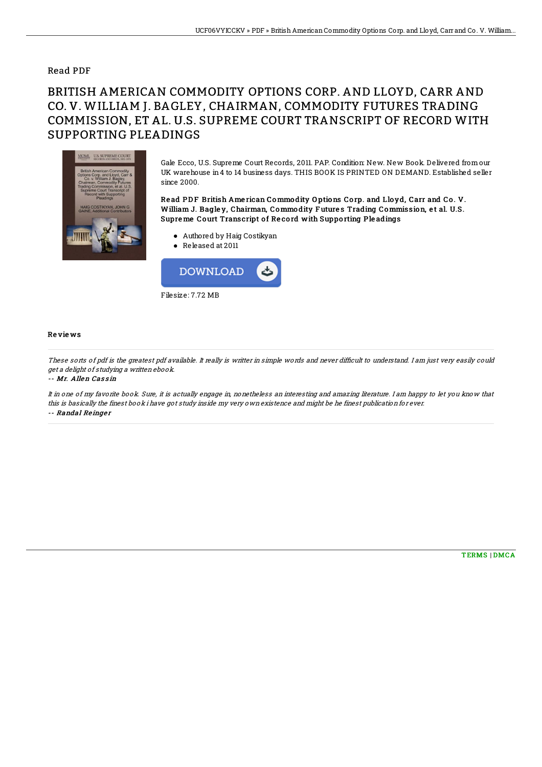Read PDF

# BRITISH AMERICAN COMMODITY OPTIONS CORP. AND LLOYD, CARR AND CO. V. WILLIAM J. BAGLEY, CHAIRMAN, COMMODITY FUTURES TRADING COMMISSION, ET AL. U.S. SUPREME COURT TRANSCRIPT OF RECORD WITH SUPPORTING PLEADINGS

Gale Ecco, U.S. Supreme Court Records, 2011. PAP. Condition: New. New Book. Delivered from our UK warehouse in 4 to 14 business days. THIS BOOK IS PRINTED ON DEMAND. Established seller since 2000.

**Read PDF British American Commodity Options Corp. and Lloyd, Carr and Co. V. William J. Bagley, Chairman, Commodity Futures Trading Commission, et al. U.S. Supreme Court Transcript of Record with Supporting Pleadings**

- Authored by Haig Costikyan
- Released at 2011

DOWNLOAD

Filesize: 7.72 MB

## Reviews

*These sorts of pdf is the greatest pdf available. It really is writter in simple words and never difficult to understand. I am just very easily could get a delight of studying a written ebook.*

-- ***Mr. Allen Cassin***

*It in one of my favorite book. Sure, it is actually engage in, nonetheless an interesting and amazing literature. I am happy to let you know that this is basically the finest book i have got study inside my very own existence and might be he finest publication for ever.*

-- ***Randal Reinger***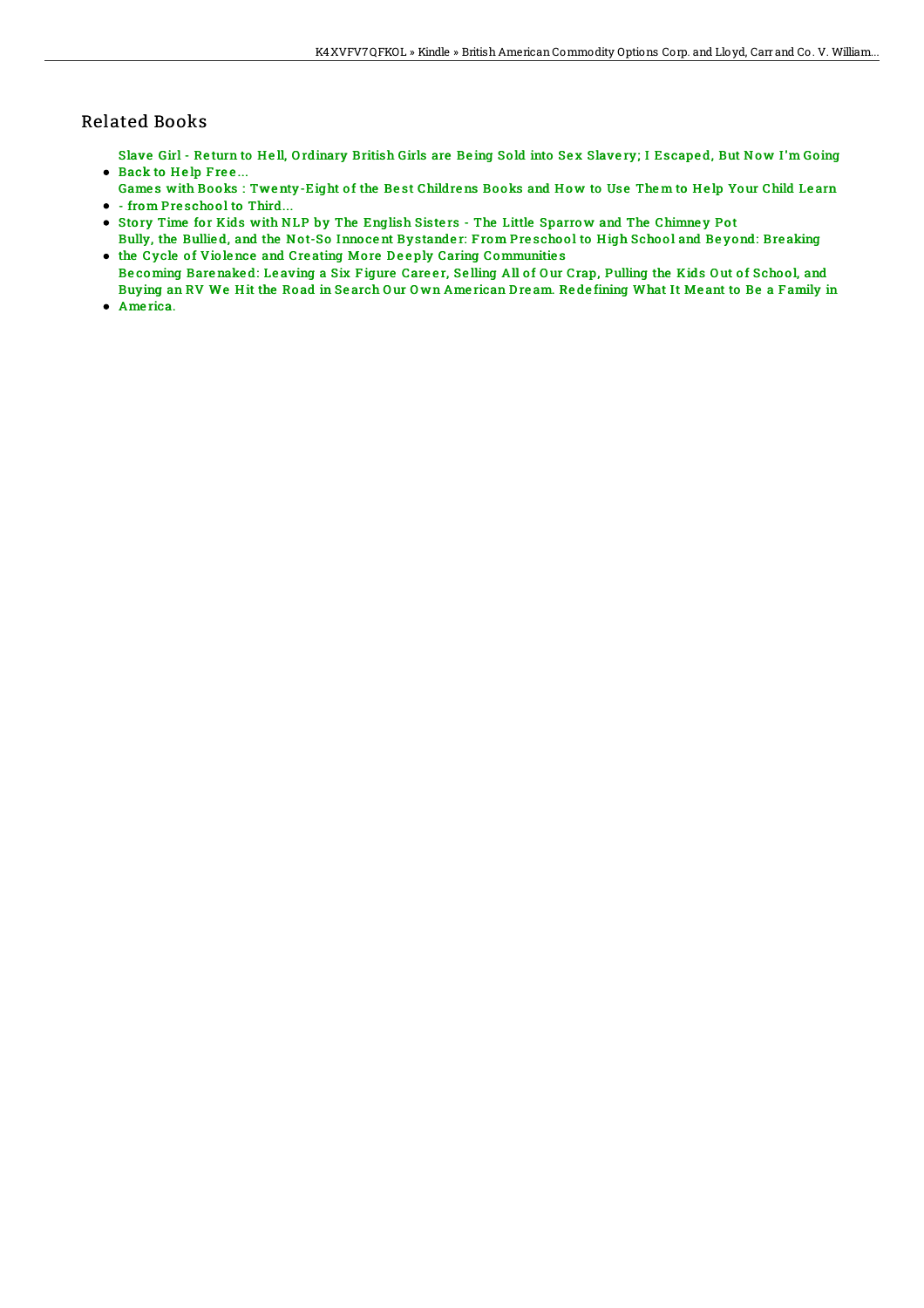## Related Books

- Slave Girl - Return to Hell, Ordinary British Girls are Being Sold into Sex Slavery; I Escaped, But Now I'm Going Back to Help Free...
- Games with Books : Twenty-Eight of the Best Childrens Books and How to Use Them to Help Your Child Learn - from Preschool to Third...
- Story Time for Kids with NLP by The English Sisters - The Little Sparrow and The Chimney Pot
- Bully, the Bullied, and the Not-So Innocent Bystander: From Preschool to High School and Beyond: Breaking the Cycle of Violence and Creating More Deeply Caring Communities
- Becoming Barenaked: Leaving a Six Figure Career, Selling All of Our Crap, Pulling the Kids Out of School, and Buying an RV We Hit the Road in Search Our Own American Dream. Redefining What It Meant to Be a Family in America.